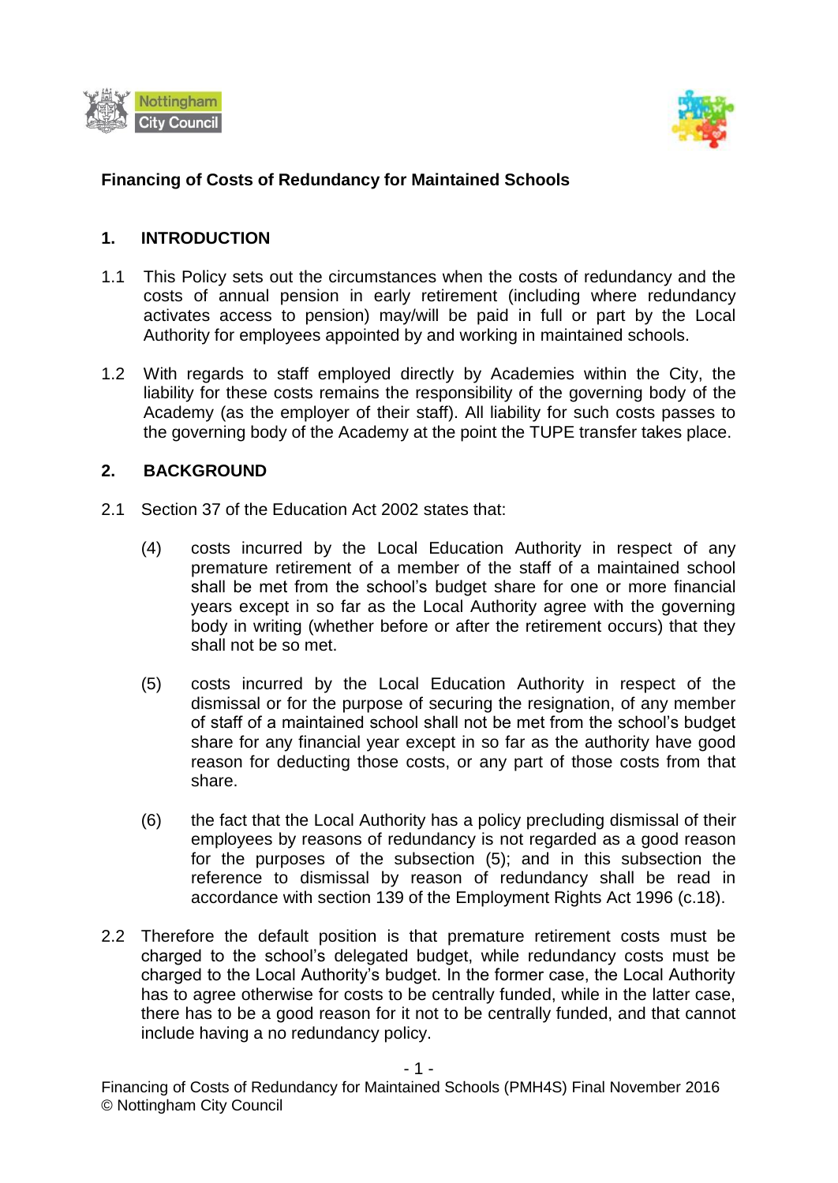# Financing of Costs of Redundancy for Maintained Schools

## 1. INTRODUCTION

1.1 This Policy sets out the circumstances when the costs of redundancy and the costs of annual pension in early retirement (including where redundancy activates access to pension) may/will be paid in full or part by the Local Authority for employees appointed by and working in maintained schools.

1.2 With regards to staff employed directly by Academies within the City, the liability for these costs remains the responsibility of the governing body of the Academy (as the employer of their staff). All liability for such costs passes to the governing body of the Academy at the point the TUPE transfer takes place.

## 2. BACKGROUND

2.1 Section 37 of the Education Act 2002 states that:

(4) costs incurred by the Local Education Authority in respect of any premature retirement of a member of the staff of a maintained school shall be met from the school's budget share for one or more financial years except in so far as the Local Authority agree with the governing body in writing (whether before or after the retirement occurs) that they shall not be so met.

(5) costs incurred by the Local Education Authority in respect of the dismissal or for the purpose of securing the resignation, of any member of staff of a maintained school shall not be met from the school's budget share for any financial year except in so far as the authority have good reason for deducting those costs, or any part of those costs from that share.

(6) the fact that the Local Authority has a policy precluding dismissal of their employees by reasons of redundancy is not regarded as a good reason for the purposes of the subsection (5); and in this subsection the reference to dismissal by reason of redundancy shall be read in accordance with section 139 of the Employment Rights Act 1996 (c.18).

2.2 Therefore the default position is that premature retirement costs must be charged to the school's delegated budget, while redundancy costs must be charged to the Local Authority's budget. In the former case, the Local Authority has to agree otherwise for costs to be centrally funded, while in the latter case, there has to be a good reason for it not to be centrally funded, and that cannot include having a no redundancy policy.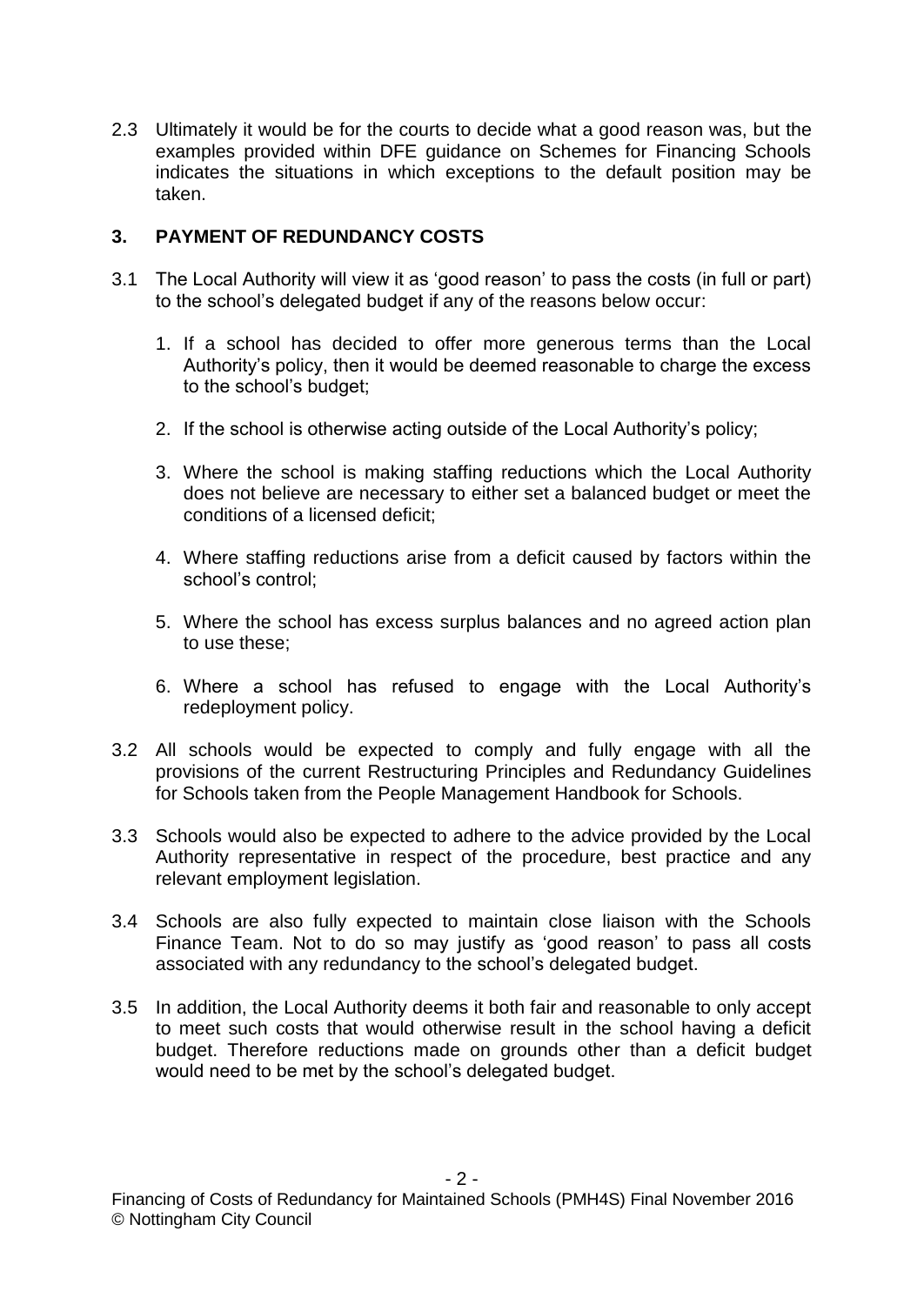2.3 Ultimately it would be for the courts to decide what a good reason was, but the examples provided within DFE guidance on Schemes for Financing Schools indicates the situations in which exceptions to the default position may be taken.

## 3. PAYMENT OF REDUNDANCY COSTS

3.1 The Local Authority will view it as 'good reason' to pass the costs (in full or part) to the school's delegated budget if any of the reasons below occur:

1. If a school has decided to offer more generous terms than the Local Authority's policy, then it would be deemed reasonable to charge the excess to the school's budget;
2. If the school is otherwise acting outside of the Local Authority's policy;
3. Where the school is making staffing reductions which the Local Authority does not believe are necessary to either set a balanced budget or meet the conditions of a licensed deficit;
4. Where staffing reductions arise from a deficit caused by factors within the school's control;
5. Where the school has excess surplus balances and no agreed action plan to use these;
6. Where a school has refused to engage with the Local Authority's redeployment policy.

3.2 All schools would be expected to comply and fully engage with all the provisions of the current Restructuring Principles and Redundancy Guidelines for Schools taken from the People Management Handbook for Schools.

3.3 Schools would also be expected to adhere to the advice provided by the Local Authority representative in respect of the procedure, best practice and any relevant employment legislation.

3.4 Schools are also fully expected to maintain close liaison with the Schools Finance Team. Not to do so may justify as 'good reason' to pass all costs associated with any redundancy to the school's delegated budget.

3.5 In addition, the Local Authority deems it both fair and reasonable to only accept to meet such costs that would otherwise result in the school having a deficit budget. Therefore reductions made on grounds other than a deficit budget would need to be met by the school's delegated budget.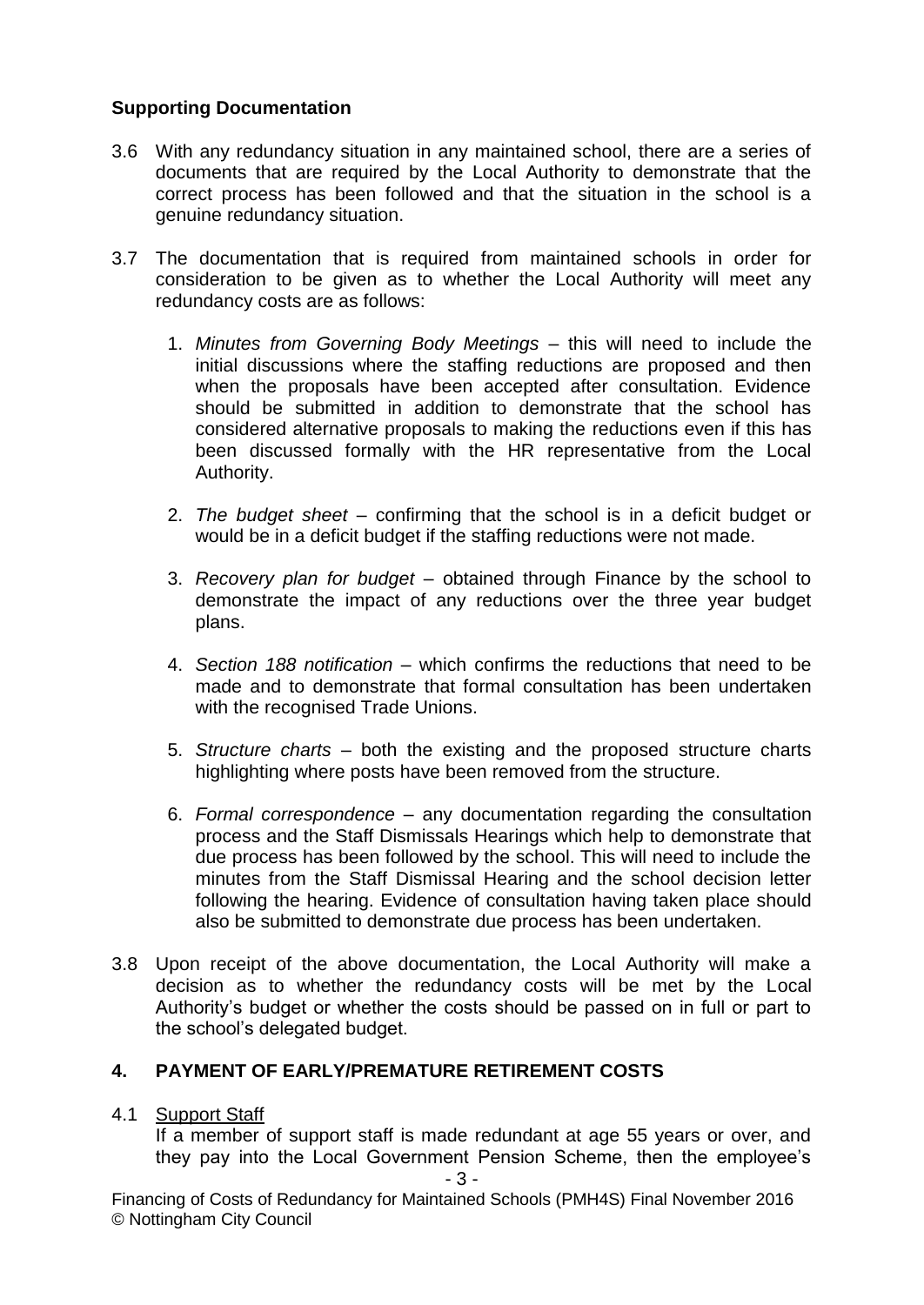**Supporting Documentation**

3.6 With any redundancy situation in any maintained school, there are a series of documents that are required by the Local Authority to demonstrate that the correct process has been followed and that the situation in the school is a genuine redundancy situation.

3.7 The documentation that is required from maintained schools in order for consideration to be given as to whether the Local Authority will meet any redundancy costs are as follows:

1. *Minutes from Governing Body Meetings* – this will need to include the initial discussions where the staffing reductions are proposed and then when the proposals have been accepted after consultation. Evidence should be submitted in addition to demonstrate that the school has considered alternative proposals to making the reductions even if this has been discussed formally with the HR representative from the Local Authority.

2. *The budget sheet* – confirming that the school is in a deficit budget or would be in a deficit budget if the staffing reductions were not made.

3. *Recovery plan for budget* – obtained through Finance by the school to demonstrate the impact of any reductions over the three year budget plans.

4. *Section 188 notification* – which confirms the reductions that need to be made and to demonstrate that formal consultation has been undertaken with the recognised Trade Unions.

5. *Structure charts* – both the existing and the proposed structure charts highlighting where posts have been removed from the structure.

6. *Formal correspondence* – any documentation regarding the consultation process and the Staff Dismissals Hearings which help to demonstrate that due process has been followed by the school. This will need to include the minutes from the Staff Dismissal Hearing and the school decision letter following the hearing. Evidence of consultation having taken place should also be submitted to demonstrate due process has been undertaken.

3.8 Upon receipt of the above documentation, the Local Authority will make a decision as to whether the redundancy costs will be met by the Local Authority's budget or whether the costs should be passed on in full or part to the school's delegated budget.

## 4. PAYMENT OF EARLY/PREMATURE RETIREMENT COSTS

4.1 Support Staff

If a member of support staff is made redundant at age 55 years or over, and they pay into the Local Government Pension Scheme, then the employee's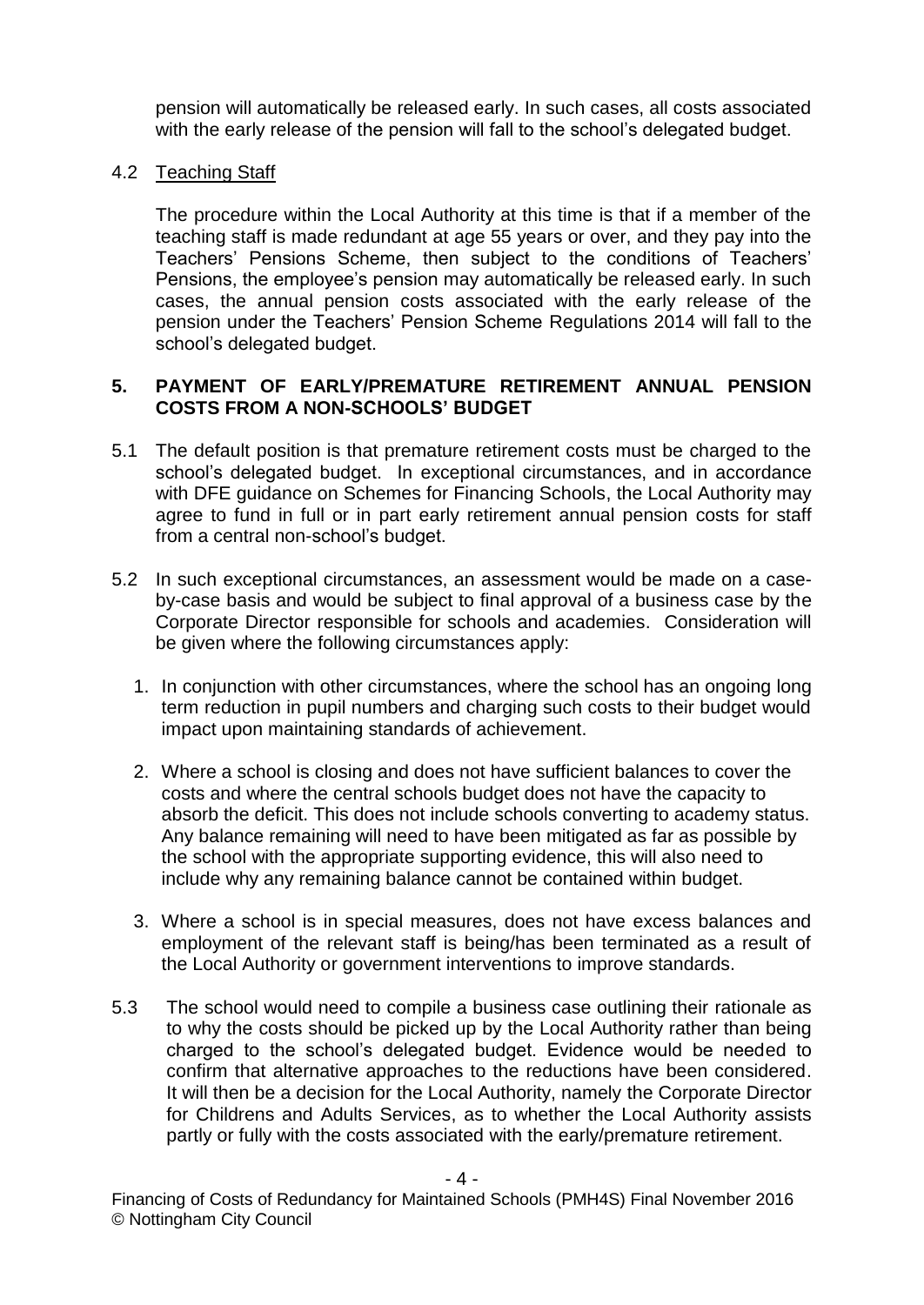pension will automatically be released early. In such cases, all costs associated with the early release of the pension will fall to the school's delegated budget.

4.2 Teaching Staff

The procedure within the Local Authority at this time is that if a member of the teaching staff is made redundant at age 55 years or over, and they pay into the Teachers' Pensions Scheme, then subject to the conditions of Teachers' Pensions, the employee's pension may automatically be released early. In such cases, the annual pension costs associated with the early release of the pension under the Teachers' Pension Scheme Regulations 2014 will fall to the school's delegated budget.

## 5. PAYMENT OF EARLY/PREMATURE RETIREMENT ANNUAL PENSION COSTS FROM A NON-SCHOOLS' BUDGET

5.1 The default position is that premature retirement costs must be charged to the school's delegated budget. In exceptional circumstances, and in accordance with DFE guidance on Schemes for Financing Schools, the Local Authority may agree to fund in full or in part early retirement annual pension costs for staff from a central non-school's budget.

5.2 In such exceptional circumstances, an assessment would be made on a case-by-case basis and would be subject to final approval of a business case by the Corporate Director responsible for schools and academies. Consideration will be given where the following circumstances apply:

1. In conjunction with other circumstances, where the school has an ongoing long term reduction in pupil numbers and charging such costs to their budget would impact upon maintaining standards of achievement.

2. Where a school is closing and does not have sufficient balances to cover the costs and where the central schools budget does not have the capacity to absorb the deficit. This does not include schools converting to academy status. Any balance remaining will need to have been mitigated as far as possible by the school with the appropriate supporting evidence, this will also need to include why any remaining balance cannot be contained within budget.

3. Where a school is in special measures, does not have excess balances and employment of the relevant staff is being/has been terminated as a result of the Local Authority or government interventions to improve standards.

5.3 The school would need to compile a business case outlining their rationale as to why the costs should be picked up by the Local Authority rather than being charged to the school's delegated budget. Evidence would be needed to confirm that alternative approaches to the reductions have been considered. It will then be a decision for the Local Authority, namely the Corporate Director for Childrens and Adults Services, as to whether the Local Authority assists partly or fully with the costs associated with the early/premature retirement.